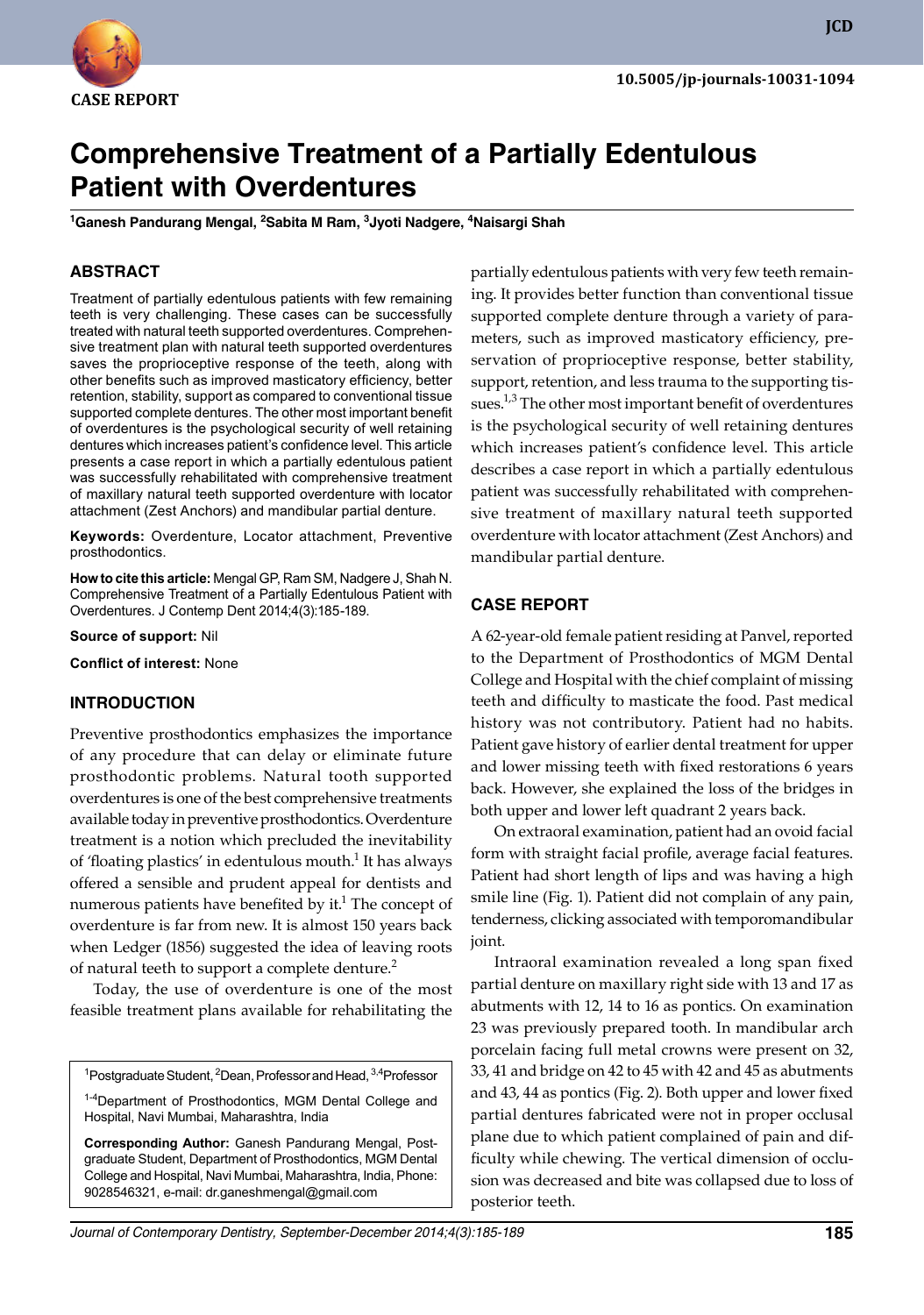CASE REPORT

10.5005/jp-journals-10031-1094

# Comprehensive Treatment of a Partially Edentulous Patient with Overdentures

[1]Ganesh Pandurang Mengal, [2]Sabita M Ram, [3]Jyoti Nadgere, [4]Naisargi Shah

## ABSTRACT

Treatment of partially edentulous patients with few remaining teeth is very challenging. These cases can be successfully treated with natural teeth supported overdentures. Comprehensive treatment plan with natural teeth supported overdentures saves the proprioceptive response of the teeth, along with other benefits such as improved masticatory efficiency, better retention, stability, support as compared to conventional tissue supported complete dentures. The other most important benefit of overdentures is the psychological security of well retaining dentures which increases patient's confidence level. This article presents a case report in which a partially edentulous patient was successfully rehabilitated with comprehensive treatment of maxillary natural teeth supported overdenture with locator attachment (Zest Anchors) and mandibular partial denture.

**Keywords:** Overdenture, Locator attachment, Preventive prosthodontics.

**How to cite this article:** Mengal GP, Ram SM, Nadgere J, Shah N. Comprehensive Treatment of a Partially Edentulous Patient with Overdentures. J Contemp Dent 2014;4(3):185-189.

**Source of support:** Nil

**Conflict of interest:** None

## INTRODUCTION

Preventive prosthodontics emphasizes the importance of any procedure that can delay or eliminate future prosthodontic problems. Natural tooth supported overdentures is one of the best comprehensive treatments available today in preventive prosthodontics. Overdenture treatment is a notion which precluded the inevitability of 'floating plastics' in edentulous mouth.[1] It has always offered a sensible and prudent appeal for dentists and numerous patients have benefited by it.[1] The concept of overdenture is far from new. It is almost 150 years back when Ledger (1856) suggested the idea of leaving roots of natural teeth to support a complete denture.[2]

Today, the use of overdenture is one of the most feasible treatment plans available for rehabilitating the partially edentulous patients with very few teeth remaining. It provides better function than conventional tissue supported complete denture through a variety of parameters, such as improved masticatory efficiency, preservation of proprioceptive response, better stability, support, retention, and less trauma to the supporting tissues.[1,3] The other most important benefit of overdentures is the psychological security of well retaining dentures which increases patient's confidence level. This article describes a case report in which a partially edentulous patient was successfully rehabilitated with comprehensive treatment of maxillary natural teeth supported overdenture with locator attachment (Zest Anchors) and mandibular partial denture.

## CASE REPORT

A 62-year-old female patient residing at Panvel, reported to the Department of Prosthodontics of MGM Dental College and Hospital with the chief complaint of missing teeth and difficulty to masticate the food. Past medical history was not contributory. Patient had no habits. Patient gave history of earlier dental treatment for upper and lower missing teeth with fixed restorations 6 years back. However, she explained the loss of the bridges in both upper and lower left quadrant 2 years back.

On extraoral examination, patient had an ovoid facial form with straight facial profile, average facial features. Patient had short length of lips and was having a high smile line (Fig. 1). Patient did not complain of any pain, tenderness, clicking associated with temporomandibular joint.

Intraoral examination revealed a long span fixed partial denture on maxillary right side with 13 and 17 as abutments with 12, 14 to 16 as pontics. On examination 23 was previously prepared tooth. In mandibular arch porcelain facing full metal crowns were present on 32, 33, 41 and bridge on 42 to 45 with 42 and 45 as abutments and 43, 44 as pontics (Fig. 2). Both upper and lower fixed partial dentures fabricated were not in proper occlusal plane due to which patient complained of pain and difficulty while chewing. The vertical dimension of occlusion was decreased and bite was collapsed due to loss of posterior teeth.

[1]Postgraduate Student, [2]Dean, Professor and Head, [3,4]Professor

[1-4]Department of Prosthodontics, MGM Dental College and Hospital, Navi Mumbai, Maharashtra, India

**Corresponding Author:** Ganesh Pandurang Mengal, Postgraduate Student, Department of Prosthodontics, MGM Dental College and Hospital, Navi Mumbai, Maharashtra, India, Phone: 9028546321, e-mail: dr.ganeshmengal@gmail.com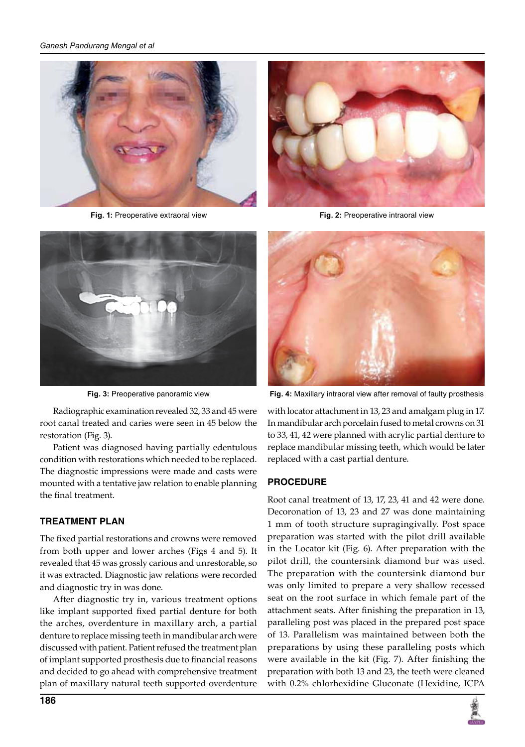Fig. 1: Preoperative extraoral view

Fig. 2: Preoperative intraoral view

Fig. 3: Preoperative panoramic view

Fig. 4: Maxillary intraoral view after removal of faulty prosthesis

Radiographic examination revealed 32, 33 and 45 were root canal treated and caries were seen in 45 below the restoration (Fig. 3).

Patient was diagnosed having partially edentulous condition with restorations which needed to be replaced. The diagnostic impressions were made and casts were mounted with a tentative jaw relation to enable planning the final treatment.

## TREATMENT PLAN

The fixed partial restorations and crowns were removed from both upper and lower arches (Figs 4 and 5). It revealed that 45 was grossly carious and unrestorable, so it was extracted. Diagnostic jaw relations were recorded and diagnostic try in was done.

After diagnostic try in, various treatment options like implant supported fixed partial denture for both the arches, overdenture in maxillary arch, a partial denture to replace missing teeth in mandibular arch were discussed with patient. Patient refused the treatment plan of implant supported prosthesis due to financial reasons and decided to go ahead with comprehensive treatment plan of maxillary natural teeth supported overdenture with locator attachment in 13, 23 and amalgam plug in 17. In mandibular arch porcelain fused to metal crowns on 31 to 33, 41, 42 were planned with acrylic partial denture to replace mandibular missing teeth, which would be later replaced with a cast partial denture.

## PROCEDURE

Root canal treatment of 13, 17, 23, 41 and 42 were done. Decoronation of 13, 23 and 27 was done maintaining 1 mm of tooth structure supragingivally. Post space preparation was started with the pilot drill available in the Locator kit (Fig. 6). After preparation with the pilot drill, the countersink diamond bur was used. The preparation with the countersink diamond bur was only limited to prepare a very shallow recessed seat on the root surface in which female part of the attachment seats. After finishing the preparation in 13, paralleling post was placed in the prepared post space of 13. Parallelism was maintained between both the preparations by using these paralleling posts which were available in the kit (Fig. 7). After finishing the preparation with both 13 and 23, the teeth were cleaned with 0.2% chlorhexidine Gluconate (Hexidine, ICPA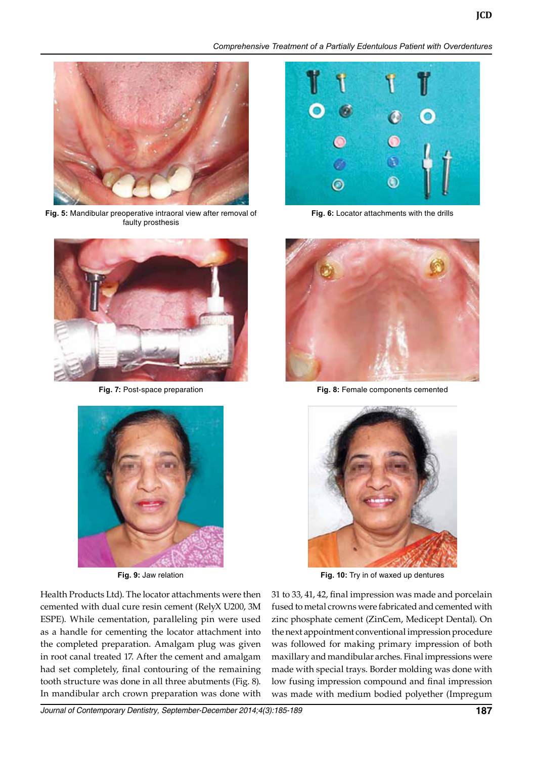Fig. 5: Mandibular preoperative intraoral view after removal of faulty prosthesis

Fig. 6: Locator attachments with the drills

Fig. 7: Post-space preparation

Fig. 8: Female components cemented

Fig. 9: Jaw relation

Fig. 10: Try in of waxed up dentures

Health Products Ltd). The locator attachments were then cemented with dual cure resin cement (RelyX U200, 3M ESPE). While cementation, paralleling pin were used as a handle for cementing the locator attachment into the completed preparation. Amalgam plug was given in root canal treated 17. After the cement and amalgam had set completely, final contouring of the remaining tooth structure was done in all three abutments (Fig. 8). In mandibular arch crown preparation was done with 31 to 33, 41, 42, final impression was made and porcelain fused to metal crowns were fabricated and cemented with zinc phosphate cement (ZinCem, Medicept Dental). On the next appointment conventional impression procedure was followed for making primary impression of both maxillary and mandibular arches. Final impressions were made with special trays. Border molding was done with low fusing impression compound and final impression was made with medium bodied polyether (Impregum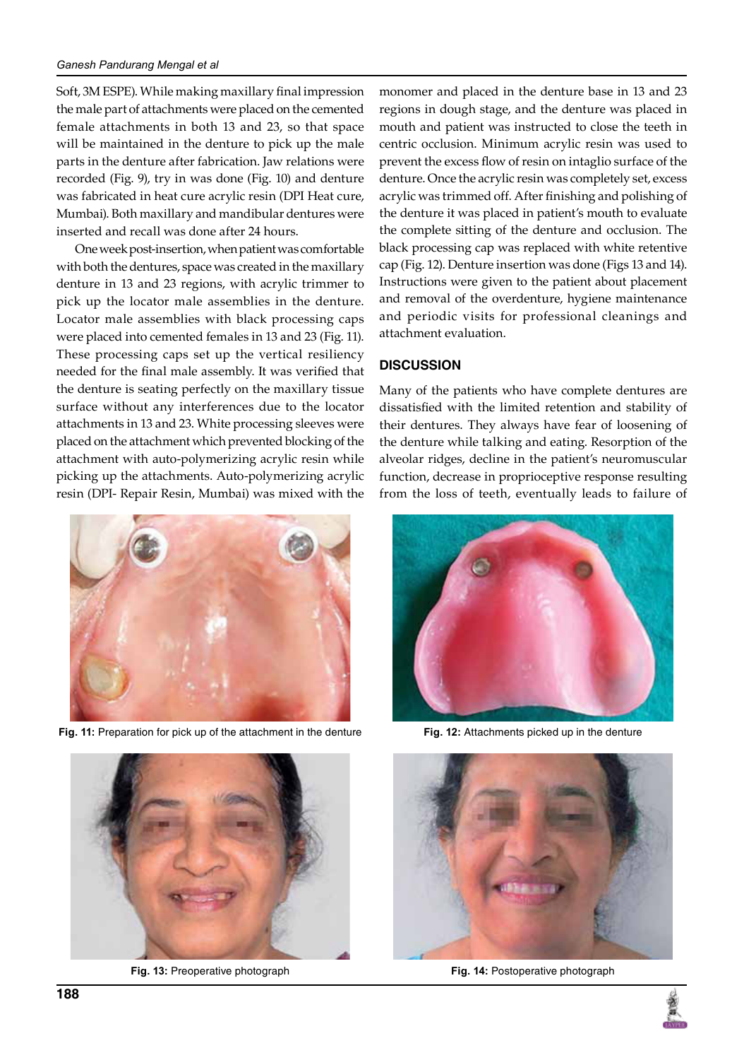Soft, 3M ESPE). While making maxillary final impression the male part of attachments were placed on the cemented female attachments in both 13 and 23, so that space will be maintained in the denture to pick up the male parts in the denture after fabrication. Jaw relations were recorded (Fig. 9), try in was done (Fig. 10) and denture was fabricated in heat cure acrylic resin (DPI Heat cure, Mumbai). Both maxillary and mandibular dentures were inserted and recall was done after 24 hours.

One week post-insertion, when patient was comfortable with both the dentures, space was created in the maxillary denture in 13 and 23 regions, with acrylic trimmer to pick up the locator male assemblies in the denture. Locator male assemblies with black processing caps were placed into cemented females in 13 and 23 (Fig. 11). These processing caps set up the vertical resiliency needed for the final male assembly. It was verified that the denture is seating perfectly on the maxillary tissue surface without any interferences due to the locator attachments in 13 and 23. White processing sleeves were placed on the attachment which prevented blocking of the attachment with auto-polymerizing acrylic resin while picking up the attachments. Auto-polymerizing acrylic resin (DPI- Repair Resin, Mumbai) was mixed with the monomer and placed in the denture base in 13 and 23 regions in dough stage, and the denture was placed in mouth and patient was instructed to close the teeth in centric occlusion. Minimum acrylic resin was used to prevent the excess flow of resin on intaglio surface of the denture. Once the acrylic resin was completely set, excess acrylic was trimmed off. After finishing and polishing of the denture it was placed in patient's mouth to evaluate the complete sitting of the denture and occlusion. The black processing cap was replaced with white retentive cap (Fig. 12). Denture insertion was done (Figs 13 and 14). Instructions were given to the patient about placement and removal of the overdenture, hygiene maintenance and periodic visits for professional cleanings and attachment evaluation.

## DISCUSSION

Many of the patients who have complete dentures are dissatisfied with the limited retention and stability of their dentures. They always have fear of loosening of the denture while talking and eating. Resorption of the alveolar ridges, decline in the patient's neuromuscular function, decrease in proprioceptive response resulting from the loss of teeth, eventually leads to failure of

**Fig. 11:** Preparation for pick up of the attachment in the denture

**Fig. 12:** Attachments picked up in the denture

**Fig. 13:** Preoperative photograph

**Fig. 14:** Postoperative photograph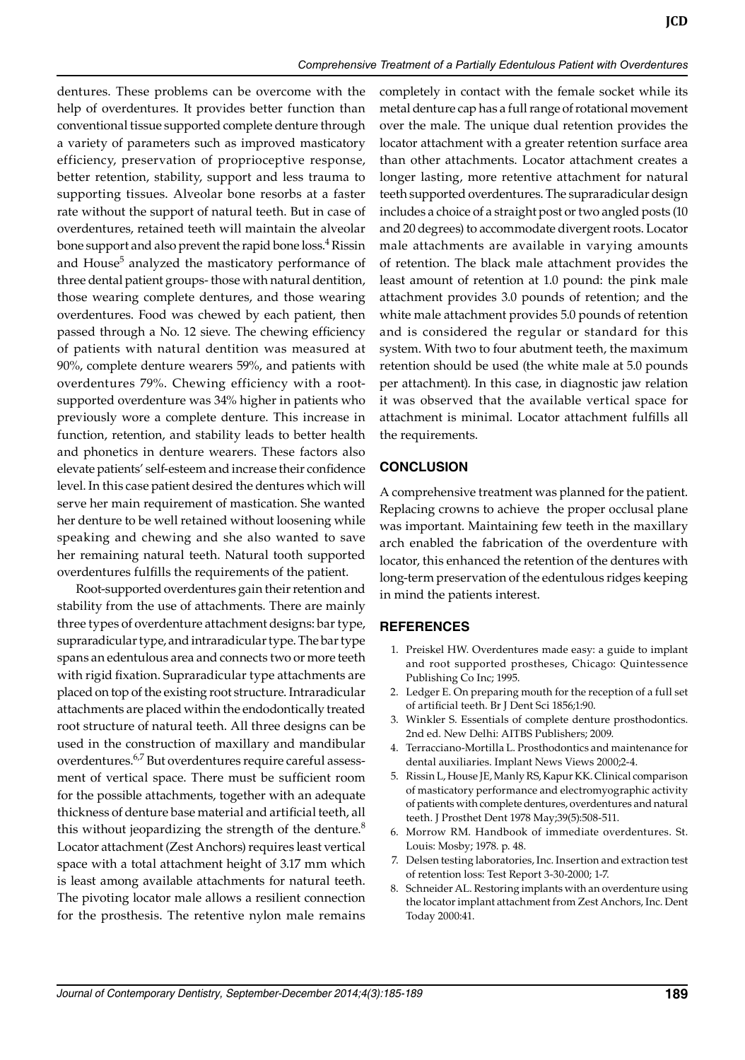dentures. These problems can be overcome with the help of overdentures. It provides better function than conventional tissue supported complete denture through a variety of parameters such as improved masticatory efficiency, preservation of proprioceptive response, better retention, stability, support and less trauma to supporting tissues. Alveolar bone resorbs at a faster rate without the support of natural teeth. But in case of overdentures, retained teeth will maintain the alveolar bone support and also prevent the rapid bone loss.[4] Rissin and House[5] analyzed the masticatory performance of three dental patient groups- those with natural dentition, those wearing complete dentures, and those wearing overdentures. Food was chewed by each patient, then passed through a No. 12 sieve. The chewing efficiency of patients with natural dentition was measured at 90%, complete denture wearers 59%, and patients with overdentures 79%. Chewing efficiency with a root-supported overdenture was 34% higher in patients who previously wore a complete denture. This increase in function, retention, and stability leads to better health and phonetics in denture wearers. These factors also elevate patients' self-esteem and increase their confidence level. In this case patient desired the dentures which will serve her main requirement of mastication. She wanted her denture to be well retained without loosening while speaking and chewing and she also wanted to save her remaining natural teeth. Natural tooth supported overdentures fulfills the requirements of the patient.

Root-supported overdentures gain their retention and stability from the use of attachments. There are mainly three types of overdenture attachment designs: bar type, supraradicular type, and intraradicular type. The bar type spans an edentulous area and connects two or more teeth with rigid fixation. Supraradicular type attachments are placed on top of the existing root structure. Intraradicular attachments are placed within the endodontically treated root structure of natural teeth. All three designs can be used in the construction of maxillary and mandibular overdentures.[6,7] But overdentures require careful assessment of vertical space. There must be sufficient room for the possible attachments, together with an adequate thickness of denture base material and artificial teeth, all this without jeopardizing the strength of the denture.[8] Locator attachment (Zest Anchors) requires least vertical space with a total attachment height of 3.17 mm which is least among available attachments for natural teeth. The pivoting locator male allows a resilient connection for the prosthesis. The retentive nylon male remains completely in contact with the female socket while its metal denture cap has a full range of rotational movement over the male. The unique dual retention provides the locator attachment with a greater retention surface area than other attachments. Locator attachment creates a longer lasting, more retentive attachment for natural teeth supported overdentures. The supraradicular design includes a choice of a straight post or two angled posts (10 and 20 degrees) to accommodate divergent roots. Locator male attachments are available in varying amounts of retention. The black male attachment provides the least amount of retention at 1.0 pound: the pink male attachment provides 3.0 pounds of retention; and the white male attachment provides 5.0 pounds of retention and is considered the regular or standard for this system. With two to four abutment teeth, the maximum retention should be used (the white male at 5.0 pounds per attachment). In this case, in diagnostic jaw relation it was observed that the available vertical space for attachment is minimal. Locator attachment fulfills all the requirements.

## CONCLUSION

A comprehensive treatment was planned for the patient. Replacing crowns to achieve the proper occlusal plane was important. Maintaining few teeth in the maxillary arch enabled the fabrication of the overdenture with locator, this enhanced the retention of the dentures with long-term preservation of the edentulous ridges keeping in mind the patients interest.

## REFERENCES

1. Preiskel HW. Overdentures made easy: a guide to implant and root supported prostheses, Chicago: Quintessence Publishing Co Inc; 1995.
2. Ledger E. On preparing mouth for the reception of a full set of artificial teeth. Br J Dent Sci 1856;1:90.
3. Winkler S. Essentials of complete denture prosthodontics. 2nd ed. New Delhi: AITBS Publishers; 2009.
4. Terracciano-Mortilla L. Prosthodontics and maintenance for dental auxiliaries. Implant News Views 2000;2-4.
5. Rissin L, House JE, Manly RS, Kapur KK. Clinical comparison of masticatory performance and electromyographic activity of patients with complete dentures, overdentures and natural teeth. J Prosthet Dent 1978 May;39(5):508-511.
6. Morrow RM. Handbook of immediate overdentures. St. Louis: Mosby; 1978. p. 48.
7. Delsen testing laboratories, Inc. Insertion and extraction test of retention loss: Test Report 3-30-2000; 1-7.
8. Schneider AL. Restoring implants with an overdenture using the locator implant attachment from Zest Anchors, Inc. Dent Today 2000:41.